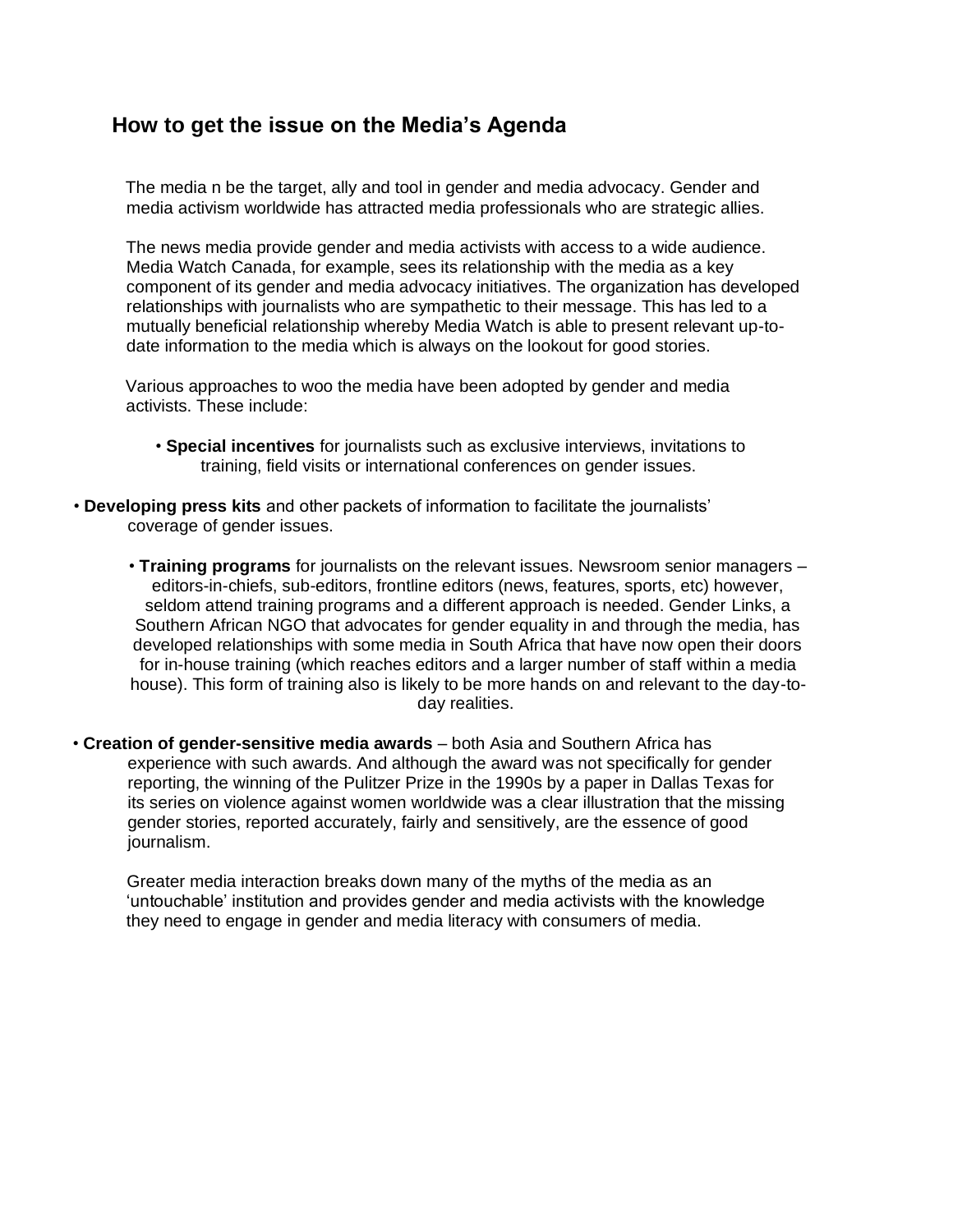## How to get the issue on the Media's Agenda

The media n be the target, ally and tool in gender and media advocacy. Gender and media activism worldwide has attracted media professionals who are strategic allies.

The news media provide gender and media activists with access to a wide audience. Media Watch Canada, for example, sees its relationship with the media as a key component of its gender and media advocacy initiatives. The organization has developed relationships with journalists who are sympathetic to their message. This has led to a mutually beneficial relationship whereby Media Watch is able to present relevant up-to-date information to the media which is always on the lookout for good stories.

Various approaches to woo the media have been adopted by gender and media activists. These include:

- **Special incentives** for journalists such as exclusive interviews, invitations to training, field visits or international conferences on gender issues.
- **Developing press kits** and other packets of information to facilitate the journalists' coverage of gender issues.
- **Training programs** for journalists on the relevant issues. Newsroom senior managers – editors-in-chiefs, sub-editors, frontline editors (news, features, sports, etc) however, seldom attend training programs and a different approach is needed. Gender Links, a Southern African NGO that advocates for gender equality in and through the media, has developed relationships with some media in South Africa that have now open their doors for in-house training (which reaches editors and a larger number of staff within a media house). This form of training also is likely to be more hands on and relevant to the day-to-day realities.
- **Creation of gender-sensitive media awards** – both Asia and Southern Africa has experience with such awards. And although the award was not specifically for gender reporting, the winning of the Pulitzer Prize in the 1990s by a paper in Dallas Texas for its series on violence against women worldwide was a clear illustration that the missing gender stories, reported accurately, fairly and sensitively, are the essence of good journalism.

Greater media interaction breaks down many of the myths of the media as an 'untouchable' institution and provides gender and media activists with the knowledge they need to engage in gender and media literacy with consumers of media.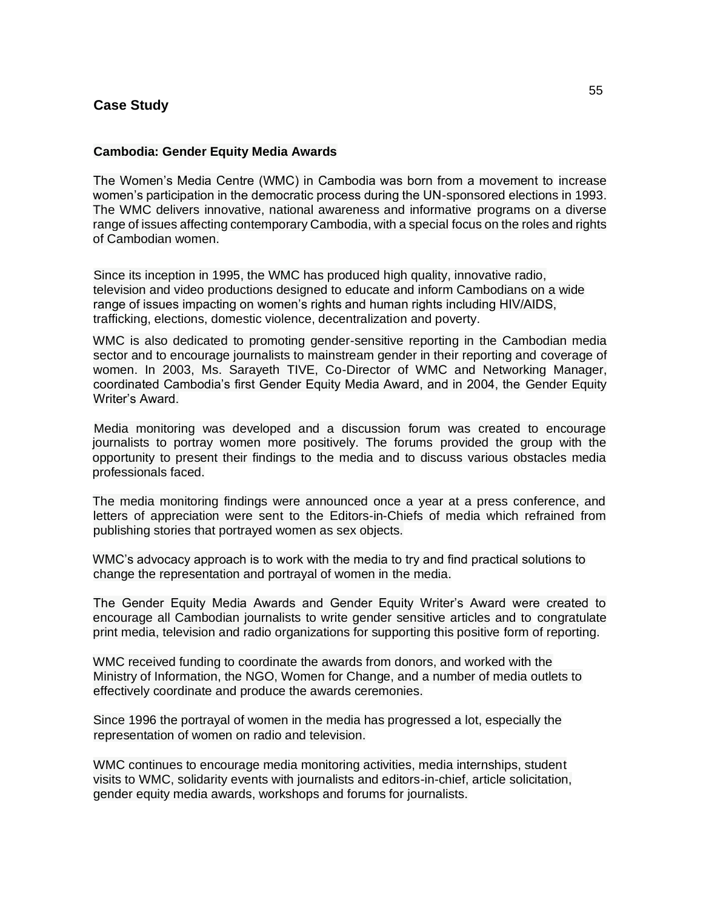## Case Study

### Cambodia: Gender Equity Media Awards

The Women's Media Centre (WMC) in Cambodia was born from a movement to increase women's participation in the democratic process during the UN-sponsored elections in 1993. The WMC delivers innovative, national awareness and informative programs on a diverse range of issues affecting contemporary Cambodia, with a special focus on the roles and rights of Cambodian women.

Since its inception in 1995, the WMC has produced high quality, innovative radio, television and video productions designed to educate and inform Cambodians on a wide range of issues impacting on women's rights and human rights including HIV/AIDS, trafficking, elections, domestic violence, decentralization and poverty.

WMC is also dedicated to promoting gender-sensitive reporting in the Cambodian media sector and to encourage journalists to mainstream gender in their reporting and coverage of women. In 2003, Ms. Sarayeth TIVE, Co-Director of WMC and Networking Manager, coordinated Cambodia's first Gender Equity Media Award, and in 2004, the Gender Equity Writer's Award.

Media monitoring was developed and a discussion forum was created to encourage journalists to portray women more positively. The forums provided the group with the opportunity to present their findings to the media and to discuss various obstacles media professionals faced.

The media monitoring findings were announced once a year at a press conference, and letters of appreciation were sent to the Editors-in-Chiefs of media which refrained from publishing stories that portrayed women as sex objects.

WMC's advocacy approach is to work with the media to try and find practical solutions to change the representation and portrayal of women in the media.

The Gender Equity Media Awards and Gender Equity Writer's Award were created to encourage all Cambodian journalists to write gender sensitive articles and to congratulate print media, television and radio organizations for supporting this positive form of reporting.

WMC received funding to coordinate the awards from donors, and worked with the Ministry of Information, the NGO, Women for Change, and a number of media outlets to effectively coordinate and produce the awards ceremonies.

Since 1996 the portrayal of women in the media has progressed a lot, especially the representation of women on radio and television.

WMC continues to encourage media monitoring activities, media internships, student visits to WMC, solidarity events with journalists and editors-in-chief, article solicitation, gender equity media awards, workshops and forums for journalists.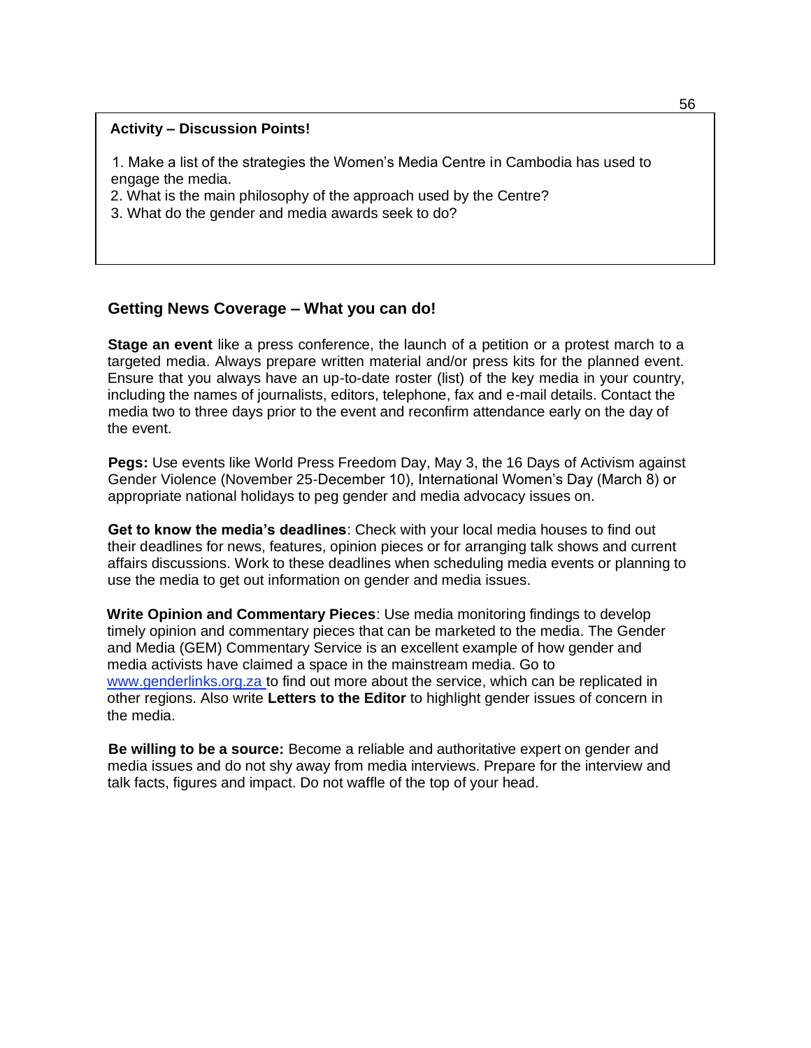**Activity – Discussion Points!**

1. Make a list of the strategies the Women's Media Centre in Cambodia has used to engage the media.
2. What is the main philosophy of the approach used by the Centre?
3. What do the gender and media awards seek to do?

## Getting News Coverage – What you can do!

**Stage an event** like a press conference, the launch of a petition or a protest march to a targeted media. Always prepare written material and/or press kits for the planned event. Ensure that you always have an up-to-date roster (list) of the key media in your country, including the names of journalists, editors, telephone, fax and e-mail details. Contact the media two to three days prior to the event and reconfirm attendance early on the day of the event.

**Pegs:** Use events like World Press Freedom Day, May 3, the 16 Days of Activism against Gender Violence (November 25-December 10), International Women's Day (March 8) or appropriate national holidays to peg gender and media advocacy issues on.

**Get to know the media's deadlines**: Check with your local media houses to find out their deadlines for news, features, opinion pieces or for arranging talk shows and current affairs discussions. Work to these deadlines when scheduling media events or planning to use the media to get out information on gender and media issues.

**Write Opinion and Commentary Pieces**: Use media monitoring findings to develop timely opinion and commentary pieces that can be marketed to the media. The Gender and Media (GEM) Commentary Service is an excellent example of how gender and media activists have claimed a space in the mainstream media. Go to www.genderlinks.org.za to find out more about the service, which can be replicated in other regions. Also write **Letters to the Editor** to highlight gender issues of concern in the media.

**Be willing to be a source:** Become a reliable and authoritative expert on gender and media issues and do not shy away from media interviews. Prepare for the interview and talk facts, figures and impact. Do not waffle of the top of your head.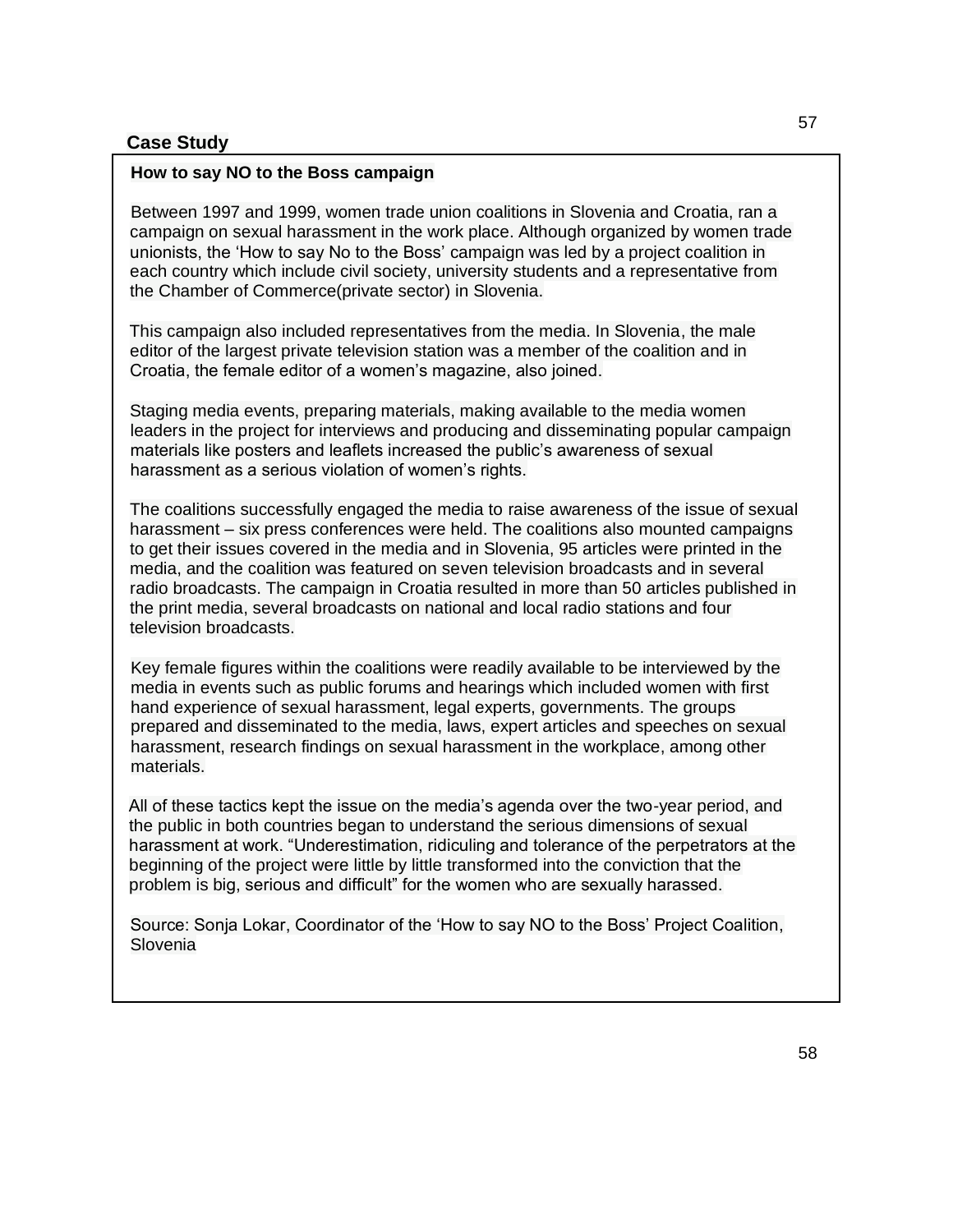**Case Study**

### How to say NO to the Boss campaign

Between 1997 and 1999, women trade union coalitions in Slovenia and Croatia, ran a campaign on sexual harassment in the work place. Although organized by women trade unionists, the 'How to say No to the Boss' campaign was led by a project coalition in each country which include civil society, university students and a representative from the Chamber of Commerce(private sector) in Slovenia.

This campaign also included representatives from the media. In Slovenia, the male editor of the largest private television station was a member of the coalition and in Croatia, the female editor of a women's magazine, also joined.

Staging media events, preparing materials, making available to the media women leaders in the project for interviews and producing and disseminating popular campaign materials like posters and leaflets increased the public's awareness of sexual harassment as a serious violation of women's rights.

The coalitions successfully engaged the media to raise awareness of the issue of sexual harassment – six press conferences were held. The coalitions also mounted campaigns to get their issues covered in the media and in Slovenia, 95 articles were printed in the media, and the coalition was featured on seven television broadcasts and in several radio broadcasts. The campaign in Croatia resulted in more than 50 articles published in the print media, several broadcasts on national and local radio stations and four television broadcasts.

Key female figures within the coalitions were readily available to be interviewed by the media in events such as public forums and hearings which included women with first hand experience of sexual harassment, legal experts, governments. The groups prepared and disseminated to the media, laws, expert articles and speeches on sexual harassment, research findings on sexual harassment in the workplace, among other materials.

All of these tactics kept the issue on the media's agenda over the two-year period, and the public in both countries began to understand the serious dimensions of sexual harassment at work. "Underestimation, ridiculing and tolerance of the perpetrators at the beginning of the project were little by little transformed into the conviction that the problem is big, serious and difficult" for the women who are sexually harassed.

Source: Sonja Lokar, Coordinator of the 'How to say NO to the Boss' Project Coalition, Slovenia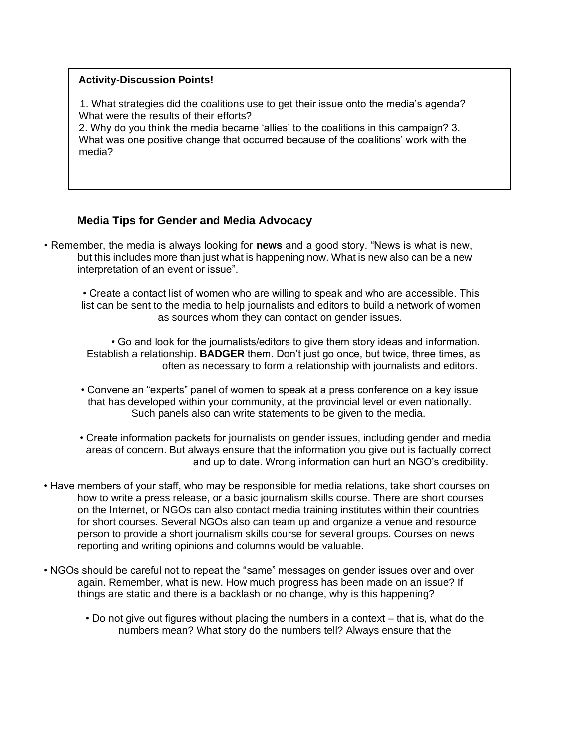**Activity-Discussion Points!**

1. What strategies did the coalitions use to get their issue onto the media's agenda? What were the results of their efforts?
2. Why do you think the media became 'allies' to the coalitions in this campaign?
3. What was one positive change that occurred because of the coalitions' work with the media?

### Media Tips for Gender and Media Advocacy

- Remember, the media is always looking for **news** and a good story. "News is what is new, but this includes more than just what is happening now. What is new also can be a new interpretation of an event or issue".

- Create a contact list of women who are willing to speak and who are accessible. This list can be sent to the media to help journalists and editors to build a network of women as sources whom they can contact on gender issues.

- Go and look for the journalists/editors to give them story ideas and information. Establish a relationship. **BADGER** them. Don't just go once, but twice, three times, as often as necessary to form a relationship with journalists and editors.

- Convene an "experts" panel of women to speak at a press conference on a key issue that has developed within your community, at the provincial level or even nationally. Such panels also can write statements to be given to the media.

- Create information packets for journalists on gender issues, including gender and media areas of concern. But always ensure that the information you give out is factually correct and up to date. Wrong information can hurt an NGO's credibility.

- Have members of your staff, who may be responsible for media relations, take short courses on how to write a press release, or a basic journalism skills course. There are short courses on the Internet, or NGOs can also contact media training institutes within their countries for short courses. Several NGOs also can team up and organize a venue and resource person to provide a short journalism skills course for several groups. Courses on news reporting and writing opinions and columns would be valuable.

- NGOs should be careful not to repeat the "same" messages on gender issues over and over again. Remember, what is new. How much progress has been made on an issue? If things are static and there is a backlash or no change, why is this happening?

- Do not give out figures without placing the numbers in a context – that is, what do the numbers mean? What story do the numbers tell? Always ensure that the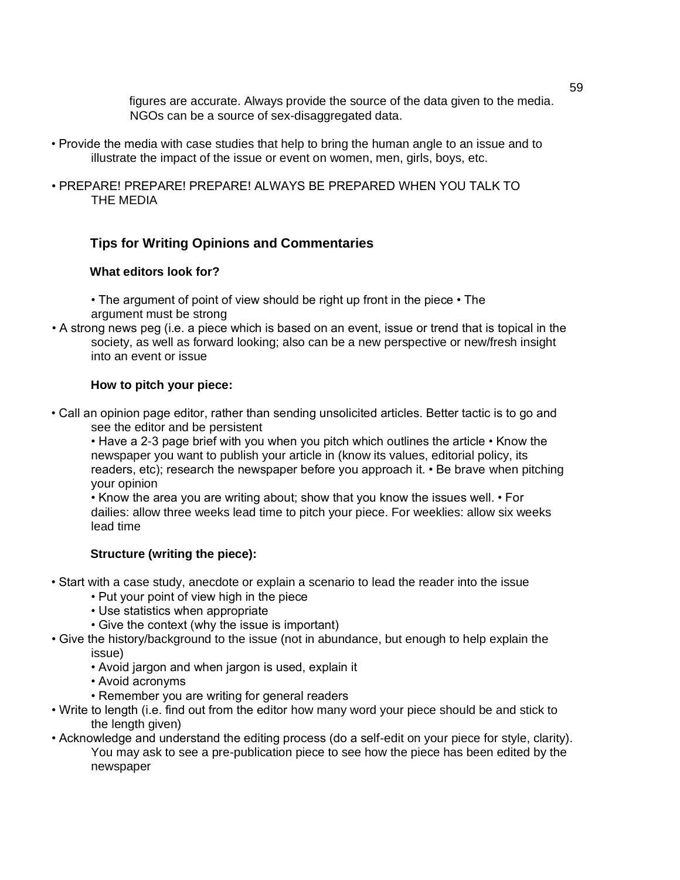figures are accurate. Always provide the source of the data given to the media. NGOs can be a source of sex-disaggregated data.

- Provide the media with case studies that help to bring the human angle to an issue and to illustrate the impact of the issue or event on women, men, girls, boys, etc.
- PREPARE! PREPARE! PREPARE! ALWAYS BE PREPARED WHEN YOU TALK TO THE MEDIA

## Tips for Writing Opinions and Commentaries

### What editors look for?

- The argument of point of view should be right up front in the piece
- The argument must be strong
- A strong news peg (i.e. a piece which is based on an event, issue or trend that is topical in the society, as well as forward looking; also can be a new perspective or new/fresh insight into an event or issue

### How to pitch your piece:

- Call an opinion page editor, rather than sending unsolicited articles. Better tactic is to go and see the editor and be persistent
- Have a 2-3 page brief with you when you pitch which outlines the article
- Know the newspaper you want to publish your article in (know its values, editorial policy, its readers, etc); research the newspaper before you approach it.
- Be brave when pitching your opinion
- Know the area you are writing about; show that you know the issues well.
- For dailies: allow three weeks lead time to pitch your piece. For weeklies: allow six weeks lead time

### Structure (writing the piece):

- Start with a case study, anecdote or explain a scenario to lead the reader into the issue
  - Put your point of view high in the piece
  - Use statistics when appropriate
  - Give the context (why the issue is important)
- Give the history/background to the issue (not in abundance, but enough to help explain the issue)
  - Avoid jargon and when jargon is used, explain it
  - Avoid acronyms
  - Remember you are writing for general readers
- Write to length (i.e. find out from the editor how many word your piece should be and stick to the length given)
- Acknowledge and understand the editing process (do a self-edit on your piece for style, clarity). You may ask to see a pre-publication piece to see how the piece has been edited by the newspaper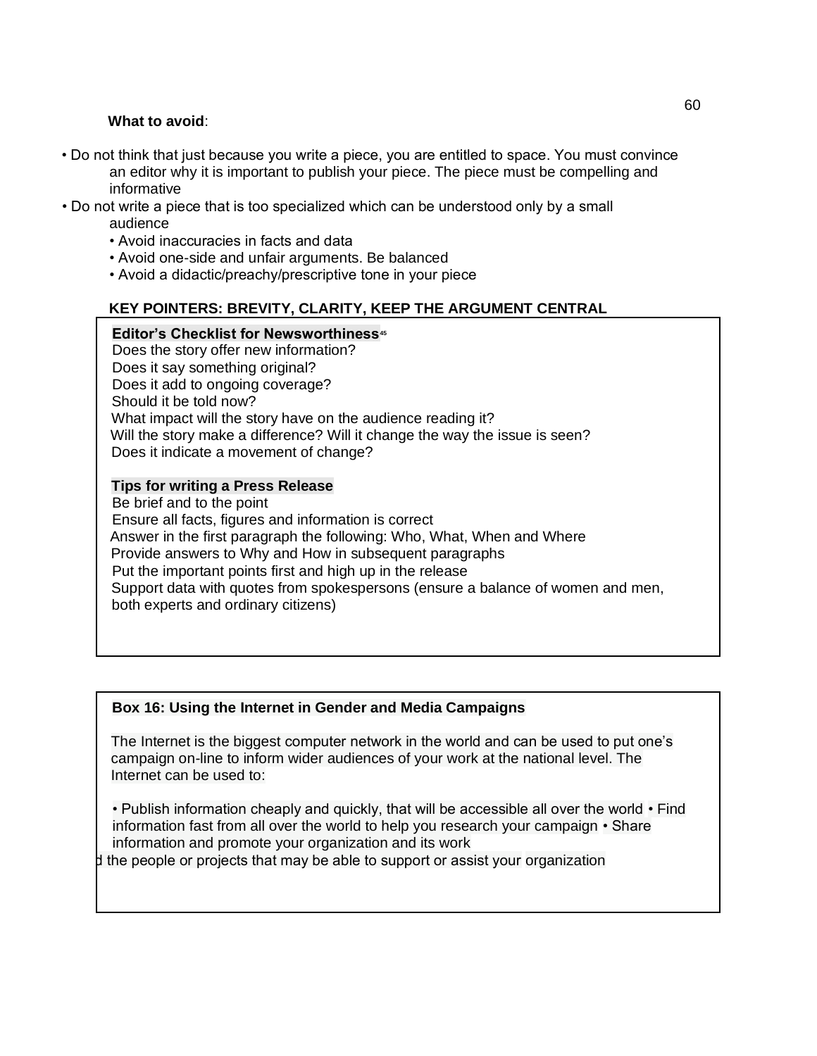**What to avoid**:

- Do not think that just because you write a piece, you are entitled to space. You must convince an editor why it is important to publish your piece. The piece must be compelling and informative
- Do not write a piece that is too specialized which can be understood only by a small audience
  - Avoid inaccuracies in facts and data
  - Avoid one-side and unfair arguments. Be balanced
  - Avoid a didactic/preachy/prescriptive tone in your piece

**KEY POINTERS: BREVITY, CLARITY, KEEP THE ARGUMENT CENTRAL**

**Editor's Checklist for Newsworthiness**[45]

Does the story offer new information?
Does it say something original?
Does it add to ongoing coverage?
Should it be told now?
What impact will the story have on the audience reading it?
Will the story make a difference? Will it change the way the issue is seen?
Does it indicate a movement of change?

**Tips for writing a Press Release**

Be brief and to the point
Ensure all facts, figures and information is correct
Answer in the first paragraph the following: Who, What, When and Where
Provide answers to Why and How in subsequent paragraphs
Put the important points first and high up in the release
Support data with quotes from spokespersons (ensure a balance of women and men, both experts and ordinary citizens)

**Box 16: Using the Internet in Gender and Media Campaigns**

The Internet is the biggest computer network in the world and can be used to put one's campaign on-line to inform wider audiences of your work at the national level. The Internet can be used to:

- Publish information cheaply and quickly, that will be accessible all over the world
- Find information fast from all over the world to help you research your campaign
- Share information and promote your organization and its work
- d the people or projects that may be able to support or assist your organization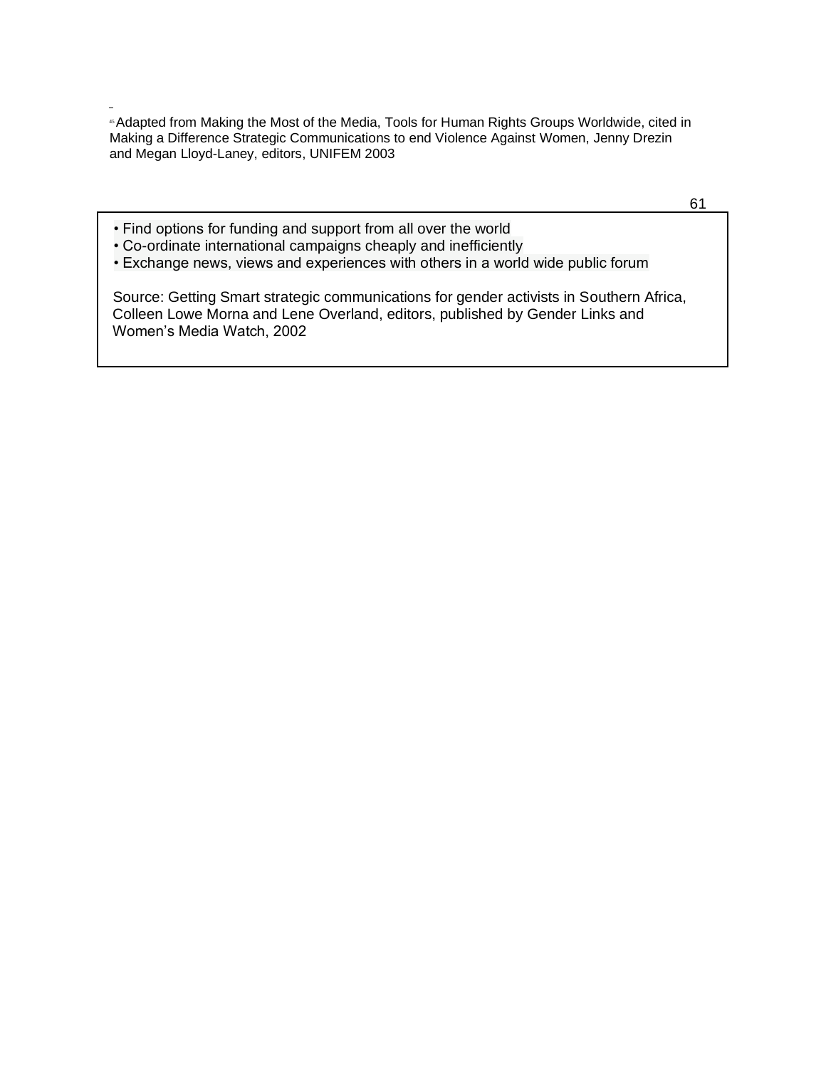[45] Adapted from Making the Most of the Media, Tools for Human Rights Groups Worldwide, cited in Making a Difference Strategic Communications to end Violence Against Women, Jenny Drezin and Megan Lloyd-Laney, editors, UNIFEM 2003

- Find options for funding and support from all over the world
- Co-ordinate international campaigns cheaply and inefficiently
- Exchange news, views and experiences with others in a world wide public forum

Source: Getting Smart strategic communications for gender activists in Southern Africa, Colleen Lowe Morna and Lene Overland, editors, published by Gender Links and Women's Media Watch, 2002